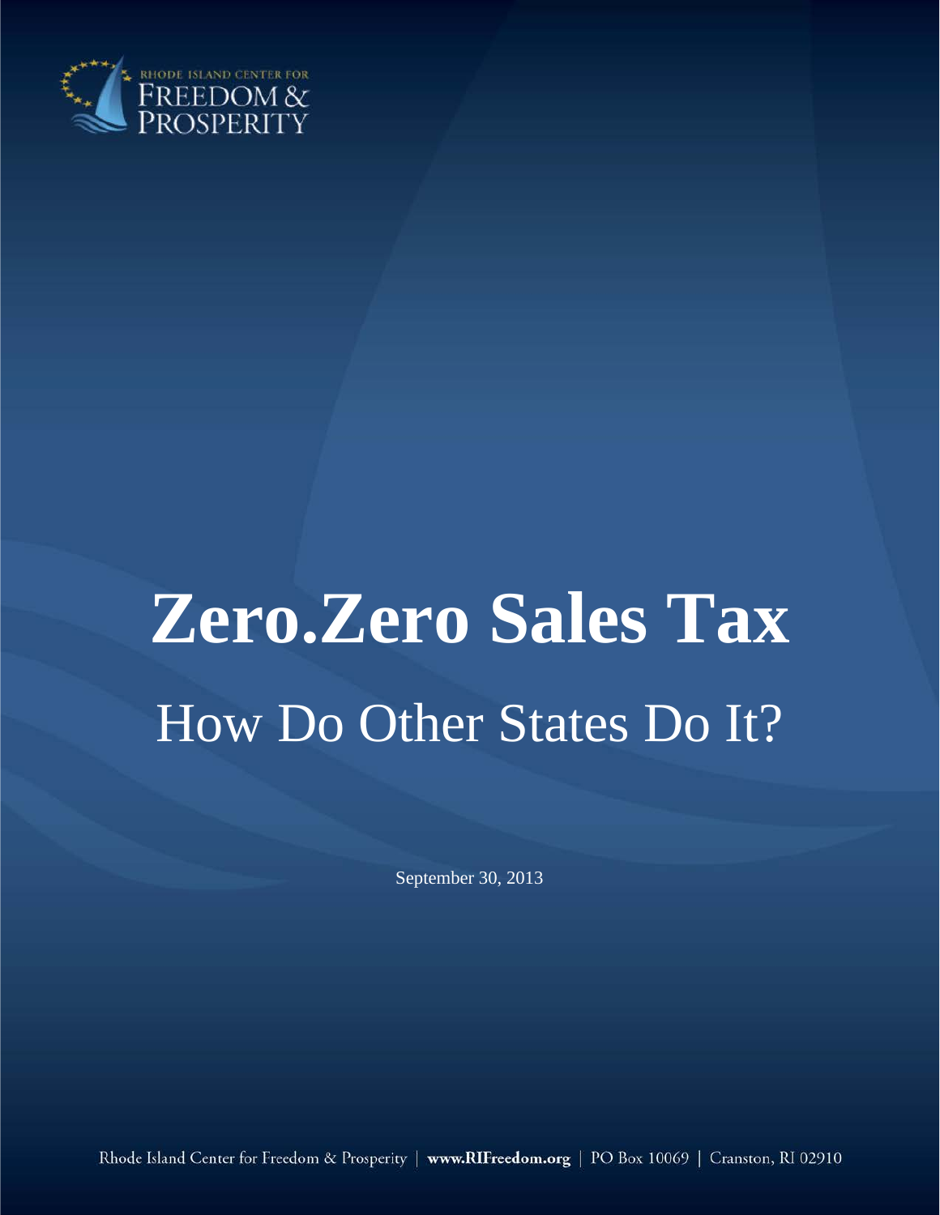RHODE ISLAND CENTER FOR FREEDOM & PROSPERITY

# Zero.Zero Sales Tax

## How Do Other States Do It?

September 30, 2013

Rhode Island Center for Freedom & Prosperity | **www.RIFreedom.org** | PO Box 10069 | Cranston, RI 02910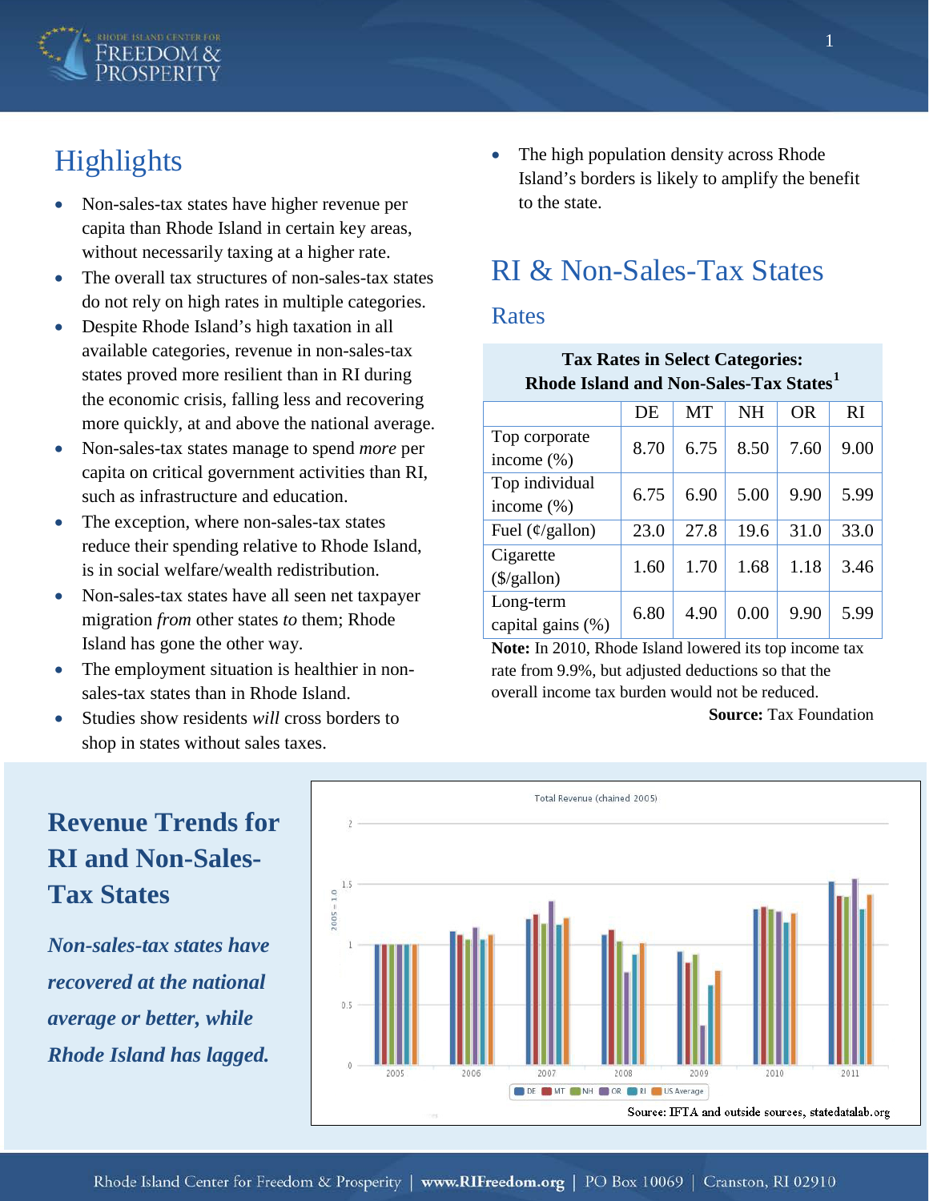## Highlights

- Non-sales-tax states have higher revenue per capita than Rhode Island in certain key areas, without necessarily taxing at a higher rate.
- The overall tax structures of non-sales-tax states do not rely on high rates in multiple categories.
- Despite Rhode Island's high taxation in all available categories, revenue in non-sales-tax states proved more resilient than in RI during the economic crisis, falling less and recovering more quickly, at and above the national average.
- Non-sales-tax states manage to spend *more* per capita on critical government activities than RI, such as infrastructure and education.
- The exception, where non-sales-tax states reduce their spending relative to Rhode Island, is in social welfare/wealth redistribution.
- Non-sales-tax states have all seen net taxpayer migration *from* other states *to* them; Rhode Island has gone the other way.
- The employment situation is healthier in non-sales-tax states than in Rhode Island.
- Studies show residents *will* cross borders to shop in states without sales taxes.
- The high population density across Rhode Island's borders is likely to amplify the benefit to the state.

## RI & Non-Sales-Tax States

### Rates

**Tax Rates in Select Categories: Rhode Island and Non-Sales-Tax States[1]**

| | DE | MT | NH | OR | RI |
|---|---|---|---|---|---|
| Top corporate income (%) | 8.70 | 6.75 | 8.50 | 7.60 | 9.00 |
| Top individual income (%) | 6.75 | 6.90 | 5.00 | 9.90 | 5.99 |
| Fuel (¢/gallon) | 23.0 | 27.8 | 19.6 | 31.0 | 33.0 |
| Cigarette ($/gallon) | 1.60 | 1.70 | 1.68 | 1.18 | 3.46 |
| Long-term capital gains (%) | 6.80 | 4.90 | 0.00 | 9.90 | 5.99 |

**Note:** In 2010, Rhode Island lowered its top income tax rate from 9.9%, but adjusted deductions so that the overall income tax burden would not be reduced.

**Source:** Tax Foundation

## Revenue Trends for RI and Non-Sales-Tax States

***Non-sales-tax states have recovered at the national average or better, while Rhode Island has lagged.***

Total Revenue (chained 2005)

Source: IFTA and outside sources, statedatalab.org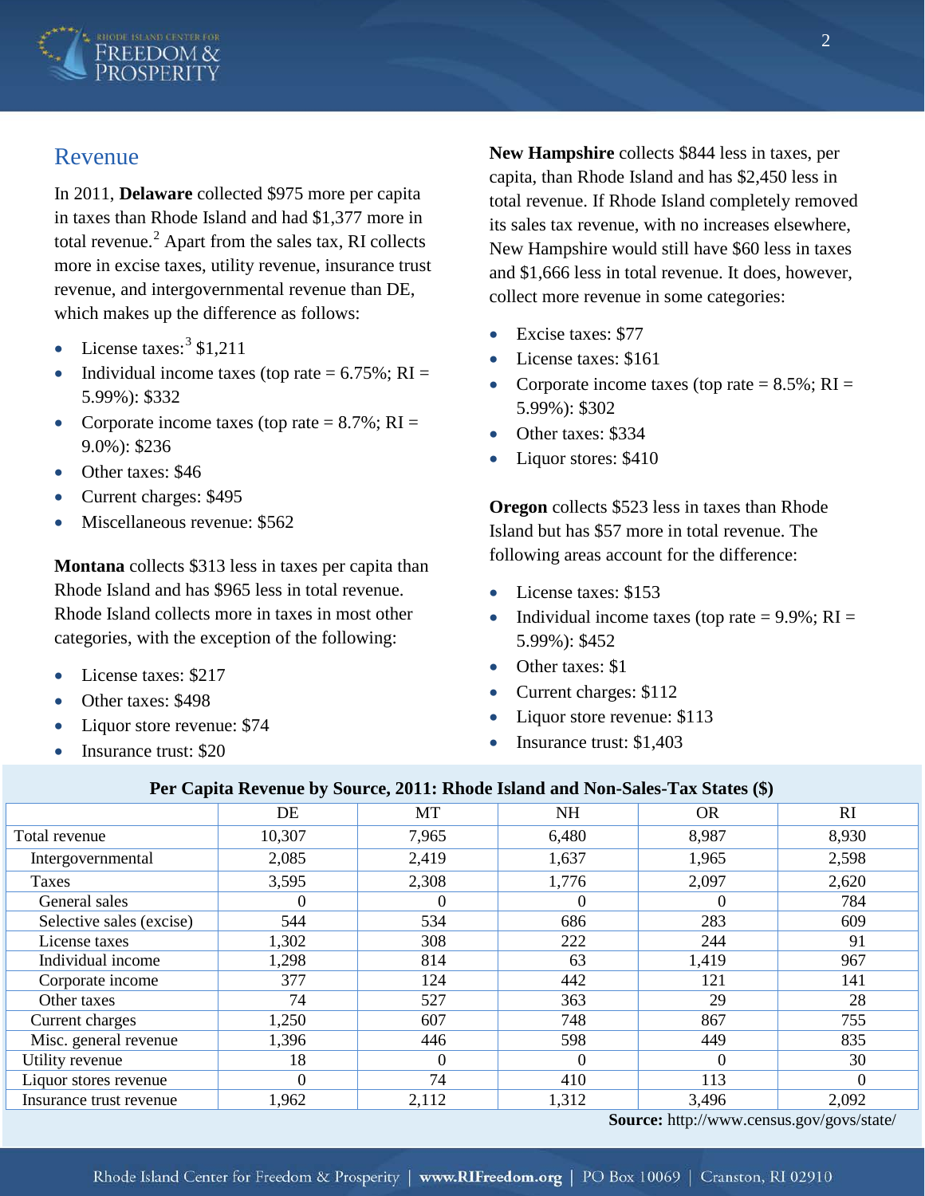## Revenue

In 2011, **Delaware** collected $975 more per capita in taxes than Rhode Island and had $1,377 more in total revenue.[2] Apart from the sales tax, RI collects more in excise taxes, utility revenue, insurance trust revenue, and intergovernmental revenue than DE, which makes up the difference as follows:

- License taxes:[3] $1,211
- Individual income taxes (top rate = 6.75%; RI = 5.99%): $332
- Corporate income taxes (top rate = 8.7%; RI = 9.0%): $236
- Other taxes: $46
- Current charges: $495
- Miscellaneous revenue: $562

**Montana** collects $313 less in taxes per capita than Rhode Island and has $965 less in total revenue. Rhode Island collects more in taxes in most other categories, with the exception of the following:

- License taxes: $217
- Other taxes: $498
- Liquor store revenue: $74
- Insurance trust: $20

**New Hampshire** collects $844 less in taxes, per capita, than Rhode Island and has $2,450 less in total revenue. If Rhode Island completely removed its sales tax revenue, with no increases elsewhere, New Hampshire would still have $60 less in taxes and $1,666 less in total revenue. It does, however, collect more revenue in some categories:

- Excise taxes: $77
- License taxes: $161
- Corporate income taxes (top rate = 8.5%; RI = 5.99%): $302
- Other taxes: $334
- Liquor stores: $410

**Oregon** collects $523 less in taxes than Rhode Island but has $57 more in total revenue. The following areas account for the difference:

- License taxes: $153
- Individual income taxes (top rate = 9.9%; RI = 5.99%): $452
- Other taxes: $1
- Current charges: $112
- Liquor store revenue: $113
- Insurance trust: $1,403

**Per Capita Revenue by Source, 2011: Rhode Island and Non-Sales-Tax States ($)**

| | DE | MT | NH | OR | RI |
|---|---|---|---|---|---|
| Total revenue | 10,307 | 7,965 | 6,480 | 8,987 | 8,930 |
| Intergovernmental | 2,085 | 2,419 | 1,637 | 1,965 | 2,598 |
| Taxes | 3,595 | 2,308 | 1,776 | 2,097 | 2,620 |
| General sales | 0 | 0 | 0 | 0 | 784 |
| Selective sales (excise) | 544 | 534 | 686 | 283 | 609 |
| License taxes | 1,302 | 308 | 222 | 244 | 91 |
| Individual income | 1,298 | 814 | 63 | 1,419 | 967 |
| Corporate income | 377 | 124 | 442 | 121 | 141 |
| Other taxes | 74 | 527 | 363 | 29 | 28 |
| Current charges | 1,250 | 607 | 748 | 867 | 755 |
| Misc. general revenue | 1,396 | 446 | 598 | 449 | 835 |
| Utility revenue | 18 | 0 | 0 | 0 | 30 |
| Liquor stores revenue | 0 | 74 | 410 | 113 | 0 |
| Insurance trust revenue | 1,962 | 2,112 | 1,312 | 3,496 | 2,092 |

**Source:** http://www.census.gov/govs/state/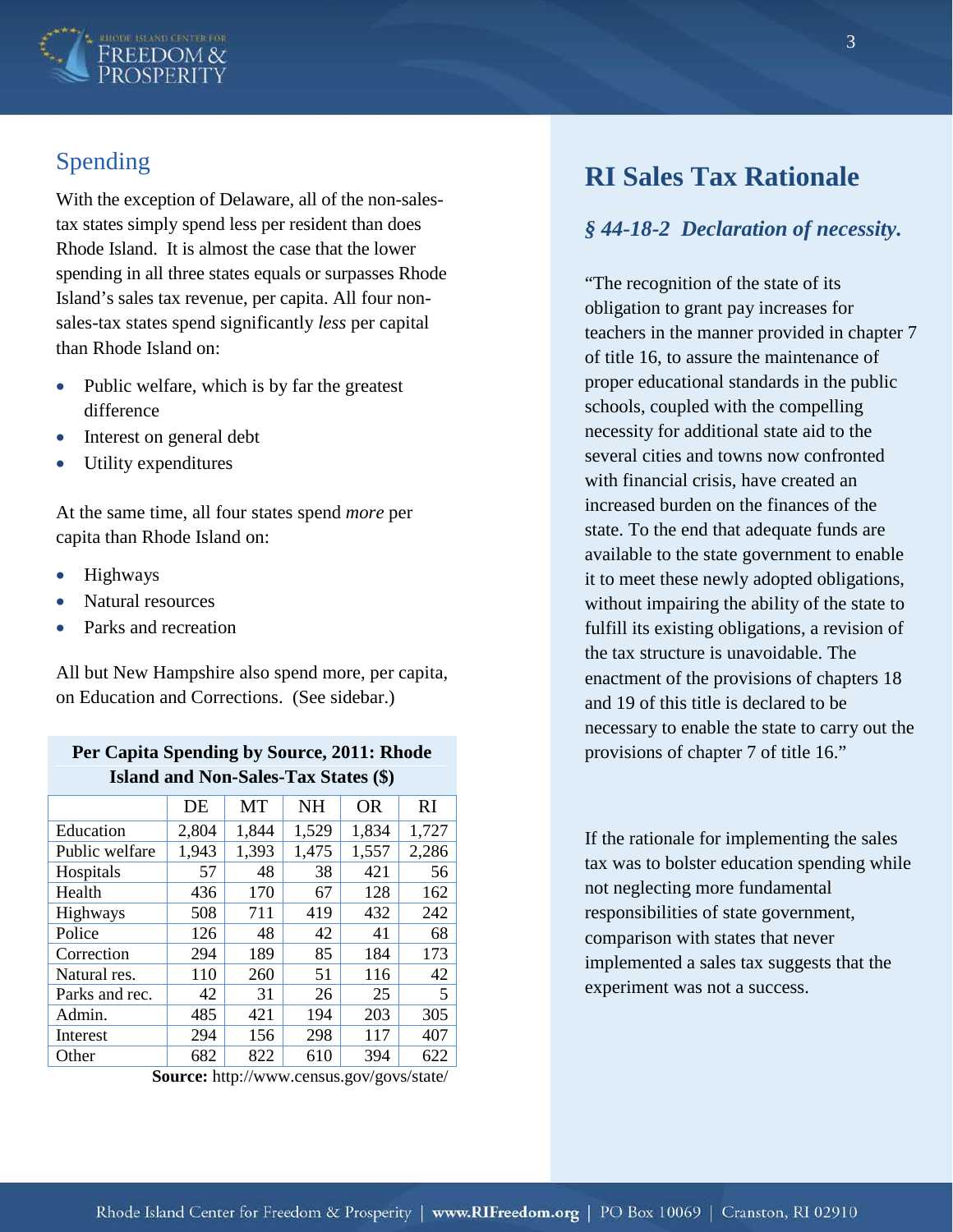## Spending

With the exception of Delaware, all of the non-sales-tax states simply spend less per resident than does Rhode Island. It is almost the case that the lower spending in all three states equals or surpasses Rhode Island's sales tax revenue, per capita. All four non-sales-tax states spend significantly *less* per capital than Rhode Island on:

- Public welfare, which is by far the greatest difference
- Interest on general debt
- Utility expenditures

At the same time, all four states spend *more* per capita than Rhode Island on:

- Highways
- Natural resources
- Parks and recreation

All but New Hampshire also spend more, per capita, on Education and Corrections. (See sidebar.)

**Per Capita Spending by Source, 2011: Rhode Island and Non-Sales-Tax States ($)**

| | DE | MT | NH | OR | RI |
|---|---|---|---|---|---|
| Education | 2,804 | 1,844 | 1,529 | 1,834 | 1,727 |
| Public welfare | 1,943 | 1,393 | 1,475 | 1,557 | 2,286 |
| Hospitals | 57 | 48 | 38 | 421 | 56 |
| Health | 436 | 170 | 67 | 128 | 162 |
| Highways | 508 | 711 | 419 | 432 | 242 |
| Police | 126 | 48 | 42 | 41 | 68 |
| Correction | 294 | 189 | 85 | 184 | 173 |
| Natural res. | 110 | 260 | 51 | 116 | 42 |
| Parks and rec. | 42 | 31 | 26 | 25 | 5 |
| Admin. | 485 | 421 | 194 | 203 | 305 |
| Interest | 294 | 156 | 298 | 117 | 407 |
| Other | 682 | 822 | 610 | 394 | 622 |

**Source:** http://www.census.gov/govs/state/

## RI Sales Tax Rationale

### *§ 44-18-2 Declaration of necessity.*

"The recognition of the state of its obligation to grant pay increases for teachers in the manner provided in chapter 7 of title 16, to assure the maintenance of proper educational standards in the public schools, coupled with the compelling necessity for additional state aid to the several cities and towns now confronted with financial crisis, have created an increased burden on the finances of the state. To the end that adequate funds are available to the state government to enable it to meet these newly adopted obligations, without impairing the ability of the state to fulfill its existing obligations, a revision of the tax structure is unavoidable. The enactment of the provisions of chapters 18 and 19 of this title is declared to be necessary to enable the state to carry out the provisions of chapter 7 of title 16."

If the rationale for implementing the sales tax was to bolster education spending while not neglecting more fundamental responsibilities of state government, comparison with states that never implemented a sales tax suggests that the experiment was not a success.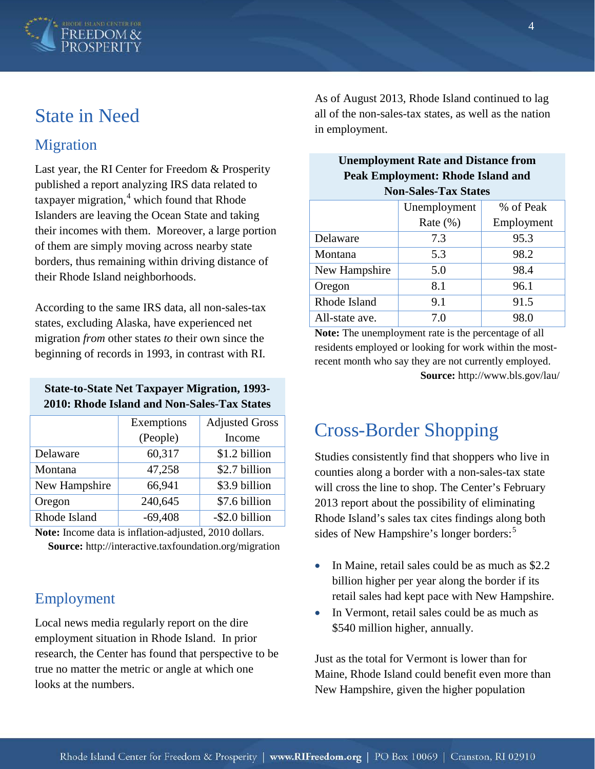# State in Need

## Migration

Last year, the RI Center for Freedom & Prosperity published a report analyzing IRS data related to taxpayer migration,[4] which found that Rhode Islanders are leaving the Ocean State and taking their incomes with them. Moreover, a large portion of them are simply moving across nearby state borders, thus remaining within driving distance of their Rhode Island neighborhoods.

According to the same IRS data, all non-sales-tax states, excluding Alaska, have experienced net migration *from* other states *to* their own since the beginning of records in 1993, in contrast with RI.

**State-to-State Net Taxpayer Migration, 1993-2010: Rhode Island and Non-Sales-Tax States**

| | Exemptions (People) | Adjusted Gross Income |
|---|---|---|
| Delaware | 60,317 | $1.2 billion |
| Montana | 47,258 | $2.7 billion |
| New Hampshire | 66,941 | $3.9 billion |
| Oregon | 240,645 | $7.6 billion |
| Rhode Island | -69,408 | -$2.0 billion |

**Note:** Income data is inflation-adjusted, 2010 dollars.
**Source:** http://interactive.taxfoundation.org/migration

## Employment

Local news media regularly report on the dire employment situation in Rhode Island. In prior research, the Center has found that perspective to be true no matter the metric or angle at which one looks at the numbers.

As of August 2013, Rhode Island continued to lag all of the non-sales-tax states, as well as the nation in employment.

**Unemployment Rate and Distance from Peak Employment: Rhode Island and Non-Sales-Tax States**

| | Unemployment Rate (%) | % of Peak Employment |
|---|---|---|
| Delaware | 7.3 | 95.3 |
| Montana | 5.3 | 98.2 |
| New Hampshire | 5.0 | 98.4 |
| Oregon | 8.1 | 96.1 |
| Rhode Island | 9.1 | 91.5 |
| All-state ave. | 7.0 | 98.0 |

**Note:** The unemployment rate is the percentage of all residents employed or looking for work within the most-recent month who say they are not currently employed.
**Source:** http://www.bls.gov/lau/

# Cross-Border Shopping

Studies consistently find that shoppers who live in counties along a border with a non-sales-tax state will cross the line to shop. The Center's February 2013 report about the possibility of eliminating Rhode Island's sales tax cites findings along both sides of New Hampshire's longer borders:[5]

- In Maine, retail sales could be as much as $2.2 billion higher per year along the border if its retail sales had kept pace with New Hampshire.
- In Vermont, retail sales could be as much as $540 million higher, annually.

Just as the total for Vermont is lower than for Maine, Rhode Island could benefit even more than New Hampshire, given the higher population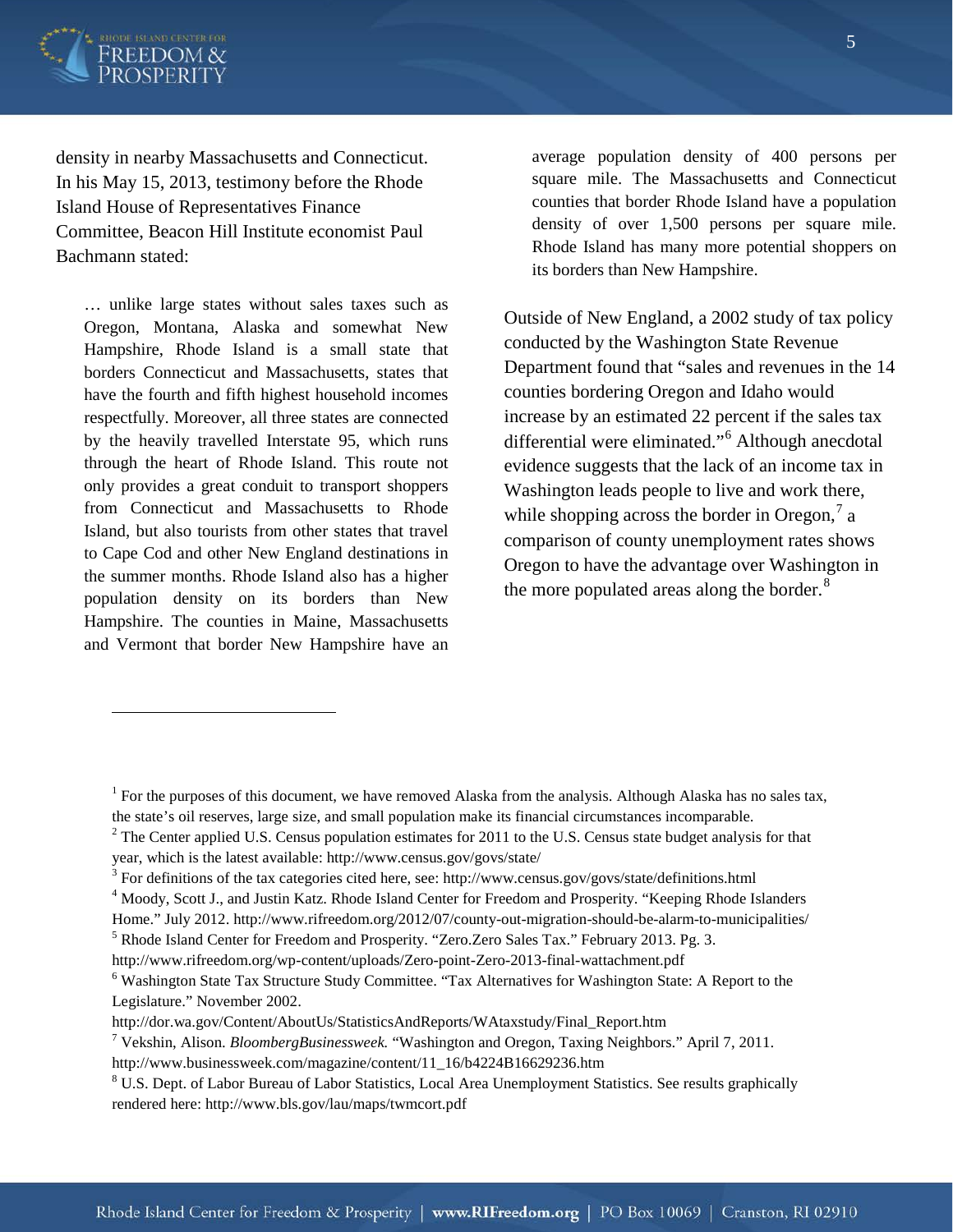density in nearby Massachusetts and Connecticut. In his May 15, 2013, testimony before the Rhode Island House of Representatives Finance Committee, Beacon Hill Institute economist Paul Bachmann stated:

> … unlike large states without sales taxes such as Oregon, Montana, Alaska and somewhat New Hampshire, Rhode Island is a small state that borders Connecticut and Massachusetts, states that have the fourth and fifth highest household incomes respectfully. Moreover, all three states are connected by the heavily travelled Interstate 95, which runs through the heart of Rhode Island. This route not only provides a great conduit to transport shoppers from Connecticut and Massachusetts to Rhode Island, but also tourists from other states that travel to Cape Cod and other New England destinations in the summer months. Rhode Island also has a higher population density on its borders than New Hampshire. The counties in Maine, Massachusetts and Vermont that border New Hampshire have an average population density of 400 persons per square mile. The Massachusetts and Connecticut counties that border Rhode Island have a population density of over 1,500 persons per square mile. Rhode Island has many more potential shoppers on its borders than New Hampshire.

Outside of New England, a 2002 study of tax policy conducted by the Washington State Revenue Department found that "sales and revenues in the 14 counties bordering Oregon and Idaho would increase by an estimated 22 percent if the sales tax differential were eliminated."[6] Although anecdotal evidence suggests that the lack of an income tax in Washington leads people to live and work there, while shopping across the border in Oregon,[7] a comparison of county unemployment rates shows Oregon to have the advantage over Washington in the more populated areas along the border.[8]

---

[1] For the purposes of this document, we have removed Alaska from the analysis. Although Alaska has no sales tax, the state's oil reserves, large size, and small population make its financial circumstances incomparable.

[2] The Center applied U.S. Census population estimates for 2011 to the U.S. Census state budget analysis for that year, which is the latest available: http://www.census.gov/govs/state/

[3] For definitions of the tax categories cited here, see: http://www.census.gov/govs/state/definitions.html

[4] Moody, Scott J., and Justin Katz. Rhode Island Center for Freedom and Prosperity. "Keeping Rhode Islanders Home." July 2012. http://www.rifreedom.org/2012/07/county-out-migration-should-be-alarm-to-municipalities/

[5] Rhode Island Center for Freedom and Prosperity. "Zero.Zero Sales Tax." February 2013. Pg. 3. http://www.rifreedom.org/wp-content/uploads/Zero-point-Zero-2013-final-wattachment.pdf

[6] Washington State Tax Structure Study Committee. "Tax Alternatives for Washington State: A Report to the Legislature." November 2002. http://dor.wa.gov/Content/AboutUs/StatisticsAndReports/WAtaxstudy/Final_Report.htm

[7] Vekshin, Alison. *BloombergBusinessweek.* "Washington and Oregon, Taxing Neighbors." April 7, 2011. http://www.businessweek.com/magazine/content/11_16/b4224B16629236.htm

[8] U.S. Dept. of Labor Bureau of Labor Statistics, Local Area Unemployment Statistics. See results graphically rendered here: http://www.bls.gov/lau/maps/twmcort.pdf